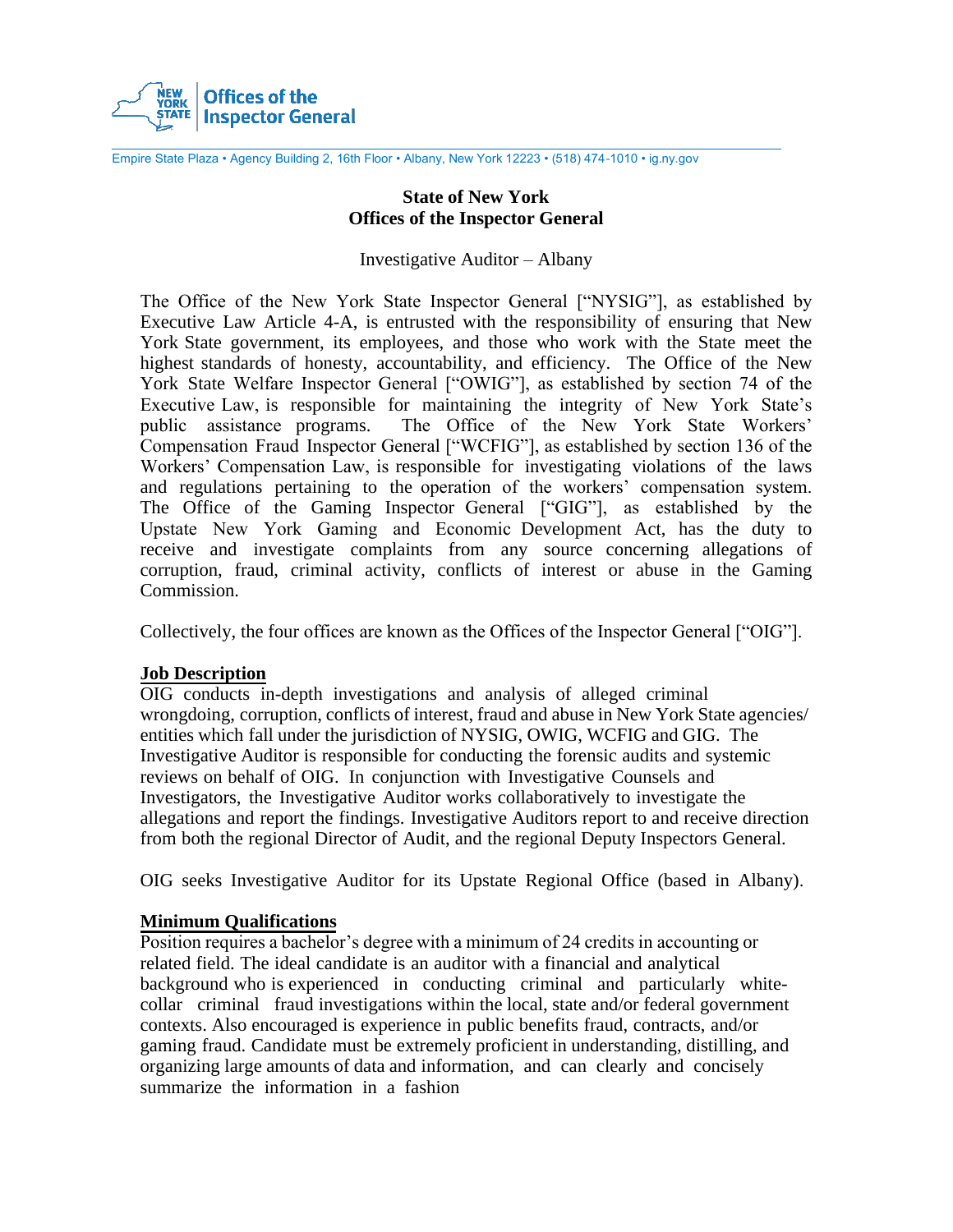New York State Offices of the Inspector General

Empire State Plaza • Agency Building 2, 16th Floor • Albany, New York 12223 • (518) 474-1010 • ig.ny.gov

**State of New York**
**Offices of the Inspector General**

Investigative Auditor – Albany

The Office of the New York State Inspector General ["NYSIG"], as established by Executive Law Article 4-A, is entrusted with the responsibility of ensuring that New York State government, its employees, and those who work with the State meet the highest standards of honesty, accountability, and efficiency. The Office of the New York State Welfare Inspector General ["OWIG"], as established by section 74 of the Executive Law, is responsible for maintaining the integrity of New York State's public assistance programs. The Office of the New York State Workers' Compensation Fraud Inspector General ["WCFIG"], as established by section 136 of the Workers' Compensation Law, is responsible for investigating violations of the laws and regulations pertaining to the operation of the workers' compensation system. The Office of the Gaming Inspector General ["GIG"], as established by the Upstate New York Gaming and Economic Development Act, has the duty to receive and investigate complaints from any source concerning allegations of corruption, fraud, criminal activity, conflicts of interest or abuse in the Gaming Commission.

Collectively, the four offices are known as the Offices of the Inspector General ["OIG"].

**Job Description**

OIG conducts in-depth investigations and analysis of alleged criminal wrongdoing, corruption, conflicts of interest, fraud and abuse in New York State agencies/ entities which fall under the jurisdiction of NYSIG, OWIG, WCFIG and GIG. The Investigative Auditor is responsible for conducting the forensic audits and systemic reviews on behalf of OIG. In conjunction with Investigative Counsels and Investigators, the Investigative Auditor works collaboratively to investigate the allegations and report the findings. Investigative Auditors report to and receive direction from both the regional Director of Audit, and the regional Deputy Inspectors General.

OIG seeks Investigative Auditor for its Upstate Regional Office (based in Albany).

**Minimum Qualifications**

Position requires a bachelor's degree with a minimum of 24 credits in accounting or related field. The ideal candidate is an auditor with a financial and analytical background who is experienced in conducting criminal and particularly white-collar criminal fraud investigations within the local, state and/or federal government contexts. Also encouraged is experience in public benefits fraud, contracts, and/or gaming fraud. Candidate must be extremely proficient in understanding, distilling, and organizing large amounts of data and information, and can clearly and concisely summarize the information in a fashion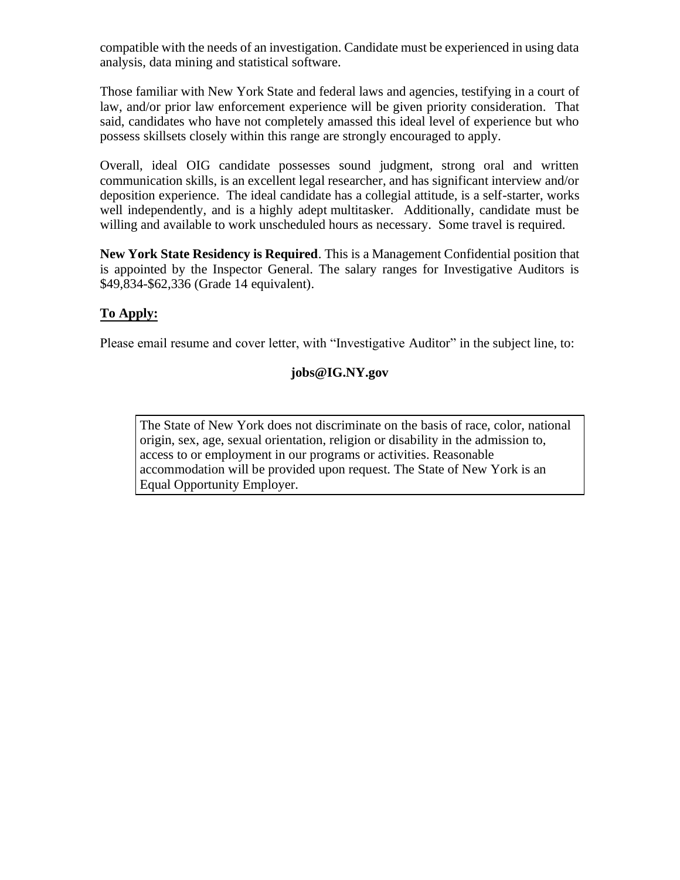compatible with the needs of an investigation. Candidate must be experienced in using data analysis, data mining and statistical software.

Those familiar with New York State and federal laws and agencies, testifying in a court of law, and/or prior law enforcement experience will be given priority consideration. That said, candidates who have not completely amassed this ideal level of experience but who possess skillsets closely within this range are strongly encouraged to apply.

Overall, ideal OIG candidate possesses sound judgment, strong oral and written communication skills, is an excellent legal researcher, and has significant interview and/or deposition experience. The ideal candidate has a collegial attitude, is a self-starter, works well independently, and is a highly adept multitasker. Additionally, candidate must be willing and available to work unscheduled hours as necessary. Some travel is required.

**New York State Residency is Required**. This is a Management Confidential position that is appointed by the Inspector General. The salary ranges for Investigative Auditors is $49,834-$62,336 (Grade 14 equivalent).

## To Apply:

Please email resume and cover letter, with "Investigative Auditor" in the subject line, to:

**jobs@IG.NY.gov**

The State of New York does not discriminate on the basis of race, color, national origin, sex, age, sexual orientation, religion or disability in the admission to, access to or employment in our programs or activities. Reasonable accommodation will be provided upon request. The State of New York is an Equal Opportunity Employer.